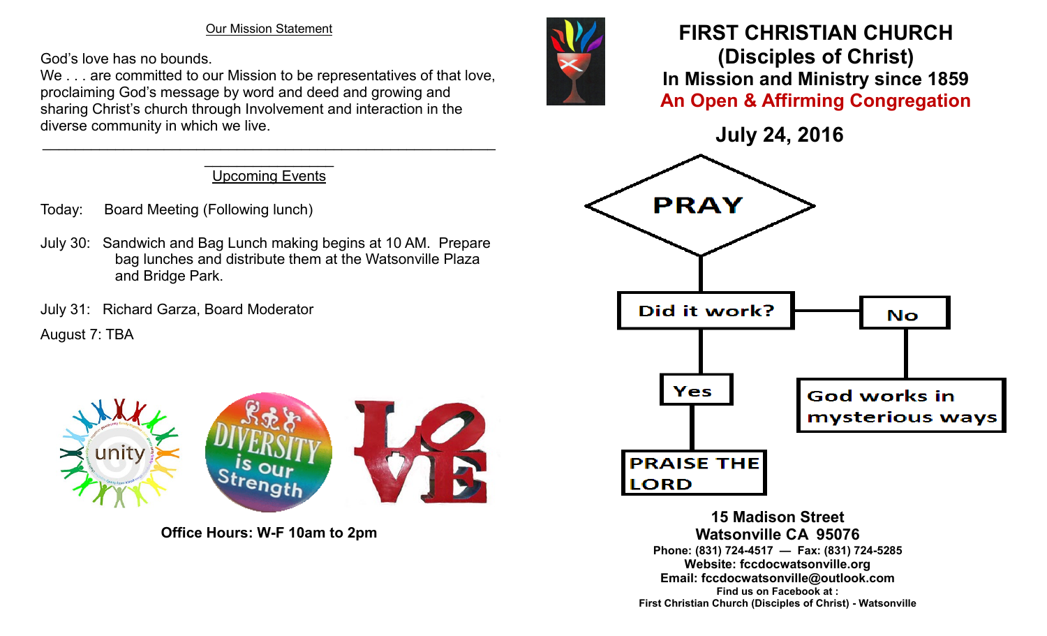Our Mission Statement

God's love has no bounds.
We . . . are committed to our Mission to be representatives of that love, proclaiming God's message by word and deed and growing and sharing Christ's church through Involvement and interaction in the diverse community in which we live.

---

## Upcoming Events

Today: Board Meeting (Following lunch)

July 30: Sandwich and Bag Lunch making begins at 10 AM. Prepare bag lunches and distribute them at the Watsonville Plaza and Bridge Park.

July 31: Richard Garza, Board Moderator

August 7: TBA

unity

DIVERSITY is our Strength

LOVE

**Office Hours: W-F 10am to 2pm**

# FIRST CHRISTIAN CHURCH (Disciples of Christ)

## In Mission and Ministry since 1859

## An Open & Affirming Congregation

## July 24, 2016

PRAY

Did it work?

Yes → PRAISE THE LORD

No → God works in mysterious ways

**15 Madison Street**
**Watsonville CA 95076**
**Phone: (831) 724-4517 — Fax: (831) 724-5285**
**Website: fccdocwatsonville.org**
**Email: fccdocwatsonville@outlook.com**
**Find us on Facebook at :**
**First Christian Church (Disciples of Christ) - Watsonville**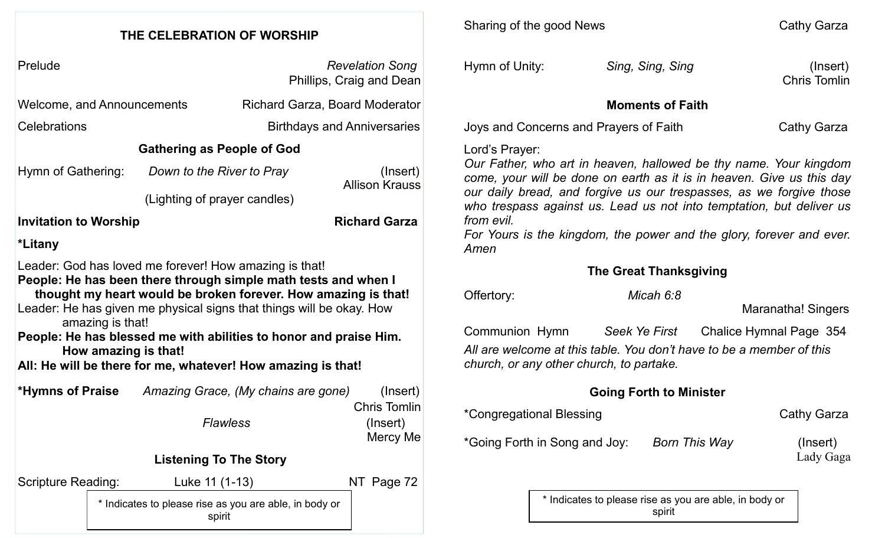## THE CELEBRATION OF WORSHIP

Prelude — *Revelation Song*
Phillips, Craig and Dean

Welcome, and Announcements — Richard Garza, Board Moderator

Celebrations — Birthdays and Anniversaries

### Gathering as People of God

Hymn of Gathering: *Down to the River to Pray* (Insert)
Allison Krauss

(Lighting of prayer candles)

**Invitation to Worship** — **Richard Garza**

**\*Litany**

Leader: God has loved me forever! How amazing is that!
**People: He has been there through simple math tests and when I thought my heart would be broken forever. How amazing is that!**
Leader: He has given me physical signs that things will be okay. How amazing is that!
**People: He has blessed me with abilities to honor and praise Him. How amazing is that!**
**All: He will be there for me, whatever! How amazing is that!**

**\*Hymns of Praise** — *Amazing Grace, (My chains are gone)* (Insert)
Chris Tomlin

*Flawless* (Insert)
Mercy Me

### Listening To The Story

Scripture Reading: Luke 11 (1-13) — NT Page 72

\* Indicates to please rise as you are able, in body or spirit

Sharing of the good News — Cathy Garza

Hymn of Unity: *Sing, Sing, Sing* (Insert)
Chris Tomlin

### Moments of Faith

Joys and Concerns and Prayers of Faith — Cathy Garza

Lord's Prayer:
*Our Father, who art in heaven, hallowed be thy name. Your kingdom come, your will be done on earth as it is in heaven. Give us this day our daily bread, and forgive us our trespasses, as we forgive those who trespass against us. Lead us not into temptation, but deliver us from evil.*
*For Yours is the kingdom, the power and the glory, forever and ever. Amen*

### The Great Thanksgiving

Offertory: *Micah 6:8*
Maranatha! Singers

Communion Hymn — *Seek Ye First* — Chalice Hymnal Page 354

*All are welcome at this table. You don't have to be a member of this church, or any other church, to partake.*

### Going Forth to Minister

\*Congregational Blessing — Cathy Garza

\*Going Forth in Song and Joy: *Born This Way* (Insert)
Lady Gaga

\* Indicates to please rise as you are able, in body or spirit